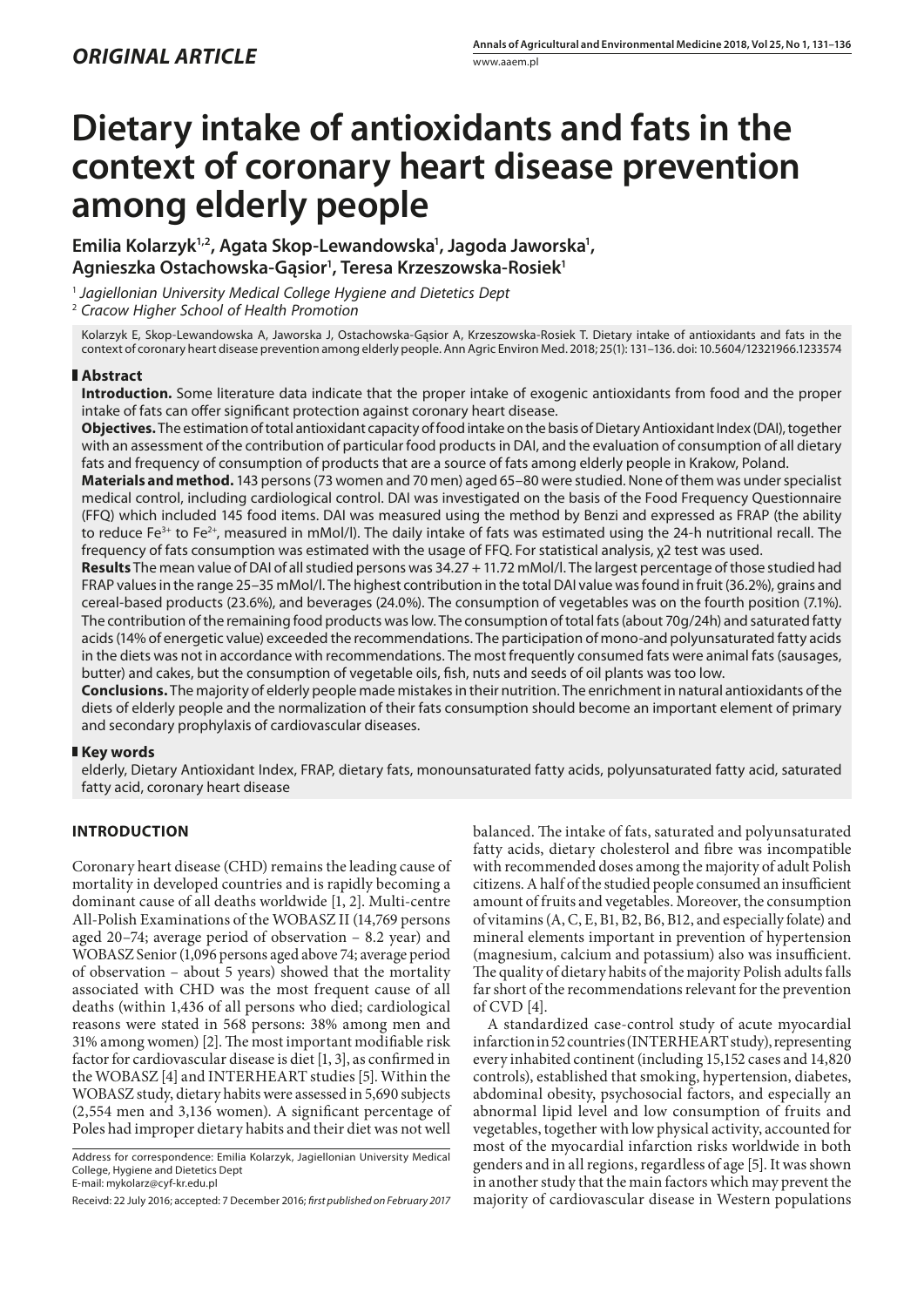*ORIGINAL ARTICLE*

# Dietary intake of antioxidants and fats in the context of coronary heart disease prevention among elderly people

**Emilia Kolarzyk[1,2], Agata Skop-Lewandowska[1], Jagoda Jaworska[1], Agnieszka Ostachowska-Gąsior[1], Teresa Krzeszowska-Rosiek[1]**

[1] *Jagiellonian University Medical College Hygiene and Dietetics Dept*
[2] *Cracow Higher School of Health Promotion*

Kolarzyk E, Skop-Lewandowska A, Jaworska J, Ostachowska-Gąsior A, Krzeszowska-Rosiek T. Dietary intake of antioxidants and fats in the context of coronary heart disease prevention among elderly people. Ann Agric Environ Med. 2018; 25(1): 131–136. doi: 10.5604/12321966.1233574

## Abstract

**Introduction.** Some literature data indicate that the proper intake of exogenic antioxidants from food and the proper intake of fats can offer significant protection against coronary heart disease.

**Objectives.** The estimation of total antioxidant capacity of food intake on the basis of Dietary Antioxidant Index (DAI), together with an assessment of the contribution of particular food products in DAI, and the evaluation of consumption of all dietary fats and frequency of consumption of products that are a source of fats among elderly people in Krakow, Poland.

**Materials and method.** 143 persons (73 women and 70 men) aged 65–80 were studied. None of them was under specialist medical control, including cardiological control. DAI was investigated on the basis of the Food Frequency Questionnaire (FFQ) which included 145 food items. DAI was measured using the method by Benzi and expressed as FRAP (the ability to reduce $Fe^{3+}$ to $Fe^{2+}$, measured in mMol/l). The daily intake of fats was estimated using the 24-h nutritional recall. The frequency of fats consumption was estimated with the usage of FFQ. For statistical analysis, $\chi 2$ test was used.

**Results** The mean value of DAI of all studied persons was 34.27 + 11.72 mMol/l. The largest percentage of those studied had FRAP values in the range 25–35 mMol/l. The highest contribution in the total DAI value was found in fruit (36.2%), grains and cereal-based products (23.6%), and beverages (24.0%). The consumption of vegetables was on the fourth position (7.1%). The contribution of the remaining food products was low. The consumption of total fats (about 70g/24h) and saturated fatty acids (14% of energetic value) exceeded the recommendations. The participation of mono-and polyunsaturated fatty acids in the diets was not in accordance with recommendations. The most frequently consumed fats were animal fats (sausages, butter) and cakes, but the consumption of vegetable oils, fish, nuts and seeds of oil plants was too low.

**Conclusions.** The majority of elderly people made mistakes in their nutrition. The enrichment in natural antioxidants of the diets of elderly people and the normalization of their fats consumption should become an important element of primary and secondary prophylaxis of cardiovascular diseases.

## Key words

elderly, Dietary Antioxidant Index, FRAP, dietary fats, monounsaturated fatty acids, polyunsaturated fatty acid, saturated fatty acid, coronary heart disease

## INTRODUCTION

Coronary heart disease (CHD) remains the leading cause of mortality in developed countries and is rapidly becoming a dominant cause of all deaths worldwide [1, 2]. Multi-centre All-Polish Examinations of the WOBASZ II (14,769 persons aged 20–74; average period of observation – 8.2 year) and WOBASZ Senior (1,096 persons aged above 74; average period of observation – about 5 years) showed that the mortality associated with CHD was the most frequent cause of all deaths (within 1,436 of all persons who died; cardiological reasons were stated in 568 persons: 38% among men and 31% among women) [2]. The most important modifiable risk factor for cardiovascular disease is diet [1, 3], as confirmed in the WOBASZ [4] and INTERHEART studies [5]. Within the WOBASZ study, dietary habits were assessed in 5,690 subjects (2,554 men and 3,136 women). A significant percentage of Poles had improper dietary habits and their diet was not well balanced. The intake of fats, saturated and polyunsaturated fatty acids, dietary cholesterol and fibre was incompatible with recommended doses among the majority of adult Polish citizens. A half of the studied people consumed an insufficient amount of fruits and vegetables. Moreover, the consumption of vitamins (A, C, E, B1, B2, B6, B12, and especially folate) and mineral elements important in prevention of hypertension (magnesium, calcium and potassium) also was insufficient. The quality of dietary habits of the majority Polish adults falls far short of the recommendations relevant for the prevention of CVD [4].

A standardized case-control study of acute myocardial infarction in 52 countries (INTERHEART study), representing every inhabited continent (including 15,152 cases and 14,820 controls), established that smoking, hypertension, diabetes, abdominal obesity, psychosocial factors, and especially an abnormal lipid level and low consumption of fruits and vegetables, together with low physical activity, accounted for most of the myocardial infarction risks worldwide in both genders and in all regions, regardless of age [5]. It was shown in another study that the main factors which may prevent the majority of cardiovascular disease in Western populations

Address for correspondence: Emilia Kolarzyk, Jagiellonian University Medical College, Hygiene and Dietetics Dept
E-mail: mykolarz@cyf-kr.edu.pl

Receivd: 22 July 2016; accepted: 7 December 2016; *first published on February 2017*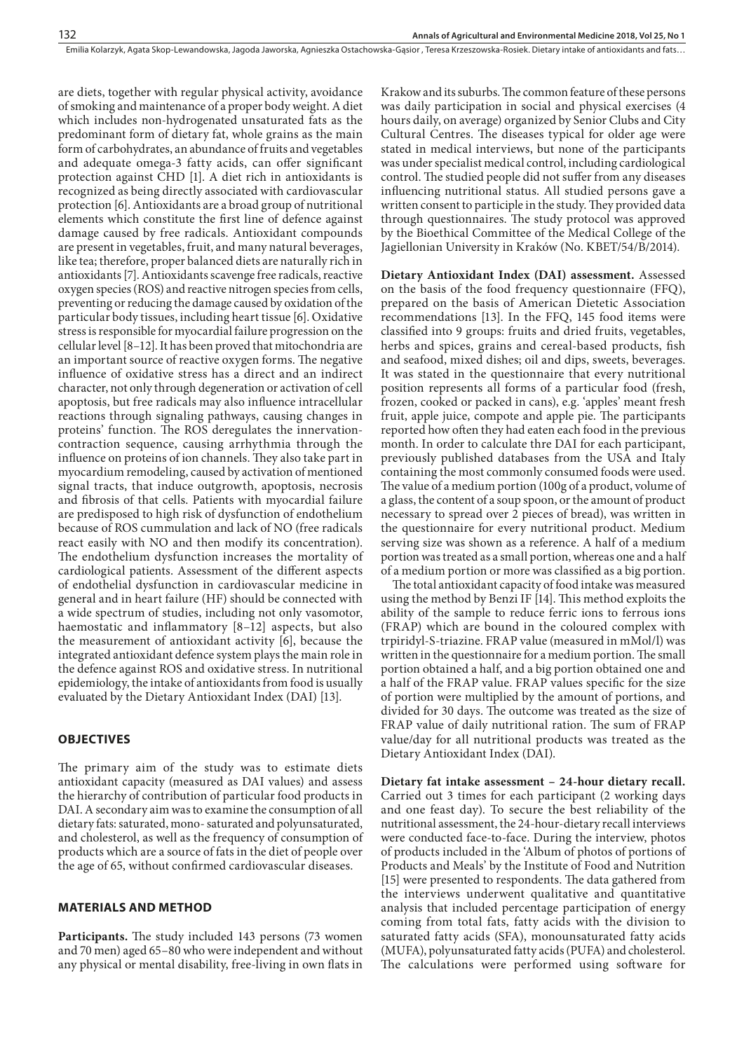are diets, together with regular physical activity, avoidance of smoking and maintenance of a proper body weight. A diet which includes non-hydrogenated unsaturated fats as the predominant form of dietary fat, whole grains as the main form of carbohydrates, an abundance of fruits and vegetables and adequate omega-3 fatty acids, can offer significant protection against CHD [1]. A diet rich in antioxidants is recognized as being directly associated with cardiovascular protection [6]. Antioxidants are a broad group of nutritional elements which constitute the first line of defence against damage caused by free radicals. Antioxidant compounds are present in vegetables, fruit, and many natural beverages, like tea; therefore, proper balanced diets are naturally rich in antioxidants [7]. Antioxidants scavenge free radicals, reactive oxygen species (ROS) and reactive nitrogen species from cells, preventing or reducing the damage caused by oxidation of the particular body tissues, including heart tissue [6]. Oxidative stress is responsible for myocardial failure progression on the cellular level [8–12]. It has been proved that mitochondria are an important source of reactive oxygen forms. The negative influence of oxidative stress has a direct and an indirect character, not only through degeneration or activation of cell apoptosis, but free radicals may also influence intracellular reactions through signaling pathways, causing changes in proteins' function. The ROS deregulates the innervation-contraction sequence, causing arrhythmia through the influence on proteins of ion channels. They also take part in myocardium remodeling, caused by activation of mentioned signal tracts, that induce outgrowth, apoptosis, necrosis and fibrosis of that cells. Patients with myocardial failure are predisposed to high risk of dysfunction of endothelium because of ROS cummulation and lack of NO (free radicals react easily with NO and then modify its concentration). The endothelium dysfunction increases the mortality of cardiological patients. Assessment of the different aspects of endothelial dysfunction in cardiovascular medicine in general and in heart failure (HF) should be connected with a wide spectrum of studies, including not only vasomotor, haemostatic and inflammatory [8–12] aspects, but also the measurement of antioxidant activity [6], because the integrated antioxidant defence system plays the main role in the defence against ROS and oxidative stress. In nutritional epidemiology, the intake of antioxidants from food is usually evaluated by the Dietary Antioxidant Index (DAI) [13].

## OBJECTIVES

The primary aim of the study was to estimate diets antioxidant capacity (measured as DAI values) and assess the hierarchy of contribution of particular food products in DAI. A secondary aim was to examine the consumption of all dietary fats: saturated, mono- saturated and polyunsaturated, and cholesterol, as well as the frequency of consumption of products which are a source of fats in the diet of people over the age of 65, without confirmed cardiovascular diseases.

## MATERIALS AND METHOD

**Participants.** The study included 143 persons (73 women and 70 men) aged 65–80 who were independent and without any physical or mental disability, free-living in own flats in Krakow and its suburbs. The common feature of these persons was daily participation in social and physical exercises (4 hours daily, on average) organized by Senior Clubs and City Cultural Centres. The diseases typical for older age were stated in medical interviews, but none of the participants was under specialist medical control, including cardiological control. The studied people did not suffer from any diseases influencing nutritional status. All studied persons gave a written consent to participle in the study. They provided data through questionnaires. The study protocol was approved by the Bioethical Committee of the Medical College of the Jagiellonian University in Kraków (No. KBET/54/B/2014).

**Dietary Antioxidant Index (DAI) assessment.** Assessed on the basis of the food frequency questionnaire (FFQ), prepared on the basis of American Dietetic Association recommendations [13]. In the FFQ, 145 food items were classified into 9 groups: fruits and dried fruits, vegetables, herbs and spices, grains and cereal-based products, fish and seafood, mixed dishes; oil and dips, sweets, beverages. It was stated in the questionnaire that every nutritional position represents all forms of a particular food (fresh, frozen, cooked or packed in cans), e.g. 'apples' meant fresh fruit, apple juice, compote and apple pie. The participants reported how often they had eaten each food in the previous month. In order to calculate thre DAI for each participant, previously published databases from the USA and Italy containing the most commonly consumed foods were used. The value of a medium portion (100g of a product, volume of a glass, the content of a soup spoon, or the amount of product necessary to spread over 2 pieces of bread), was written in the questionnaire for every nutritional product. Medium serving size was shown as a reference. A half of a medium portion was treated as a small portion, whereas one and a half of a medium portion or more was classified as a big portion.

The total antioxidant capacity of food intake was measured using the method by Benzi IF [14]. This method exploits the ability of the sample to reduce ferric ions to ferrous ions (FRAP) which are bound in the coloured complex with trpiridyl-S-triazine. FRAP value (measured in mMol/l) was written in the questionnaire for a medium portion. The small portion obtained a half, and a big portion obtained one and a half of the FRAP value. FRAP values specific for the size of portion were multiplied by the amount of portions, and divided for 30 days. The outcome was treated as the size of FRAP value of daily nutritional ration. The sum of FRAP value/day for all nutritional products was treated as the Dietary Antioxidant Index (DAI).

**Dietary fat intake assessment – 24-hour dietary recall.** Carried out 3 times for each participant (2 working days and one feast day). To secure the best reliability of the nutritional assessment, the 24-hour-dietary recall interviews were conducted face-to-face. During the interview, photos of products included in the 'Album of photos of portions of Products and Meals' by the Institute of Food and Nutrition [15] were presented to respondents. The data gathered from the interviews underwent qualitative and quantitative analysis that included percentage participation of energy coming from total fats, fatty acids with the division to saturated fatty acids (SFA), monounsaturated fatty acids (MUFA), polyunsaturated fatty acids (PUFA) and cholesterol. The calculations were performed using software for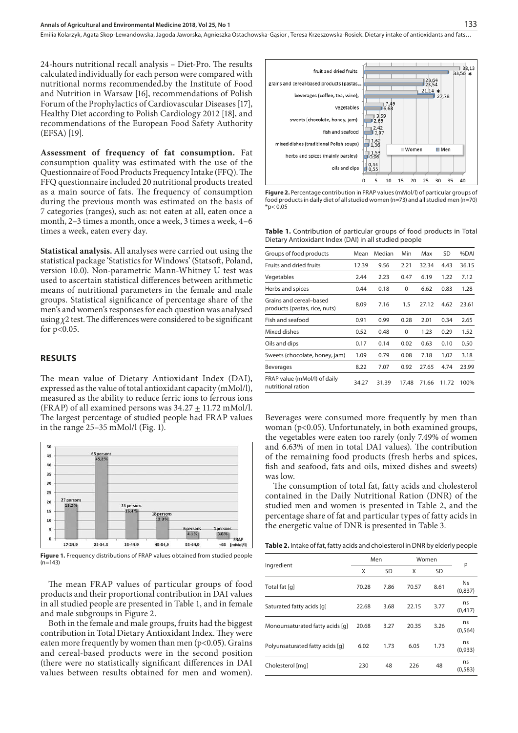24-hours nutritional recall analysis – Diet-Pro. The results calculated individually for each person were compared with nutritional norms recommended.by the Institute of Food and Nutrition in Warsaw [16], recommendations of Polish Forum of the Prophylactics of Cardiovascular Diseases [17], Healthy Diet according to Polish Cardiology 2012 [18], and recommendations of the European Food Safety Authority (EFSA) [19].

**Assessment of frequency of fat consumption.** Fat consumption quality was estimated with the use of the Questionnaire of Food Products Frequency Intake (FFQ). The FFQ questionnaire included 20 nutritional products treated as a main source of fats. The frequency of consumption during the previous month was estimated on the basis of 7 categories (ranges), such as: not eaten at all, eaten once a month, 2–3 times a month, once a week, 3 times a week, 4–6 times a week, eaten every day.

**Statistical analysis.** All analyses were carried out using the statistical package 'Statistics for Windows' (Statsoft, Poland, version 10.0). Non-parametric Mann-Whitney U test was used to ascertain statistical differences between arithmetic means of nutritional parameters in the female and male groups. Statistical significance of percentage share of the men's and women's responses for each question was analysed using $\chi 2$ test. The differences were considered to be significant for $p<0.05$.

## RESULTS

The mean value of Dietary Antioxidant Index (DAI), expressed as the value of total antioxidant capacity (mMol/l), measured as the ability to reduce ferric ions to ferrous ions (FRAP) of all examined persons was $34.27 \pm 11.72$ mMol/l. The largest percentage of studied people had FRAP values in the range 25–35 mMol/l (Fig. 1).

**Figure 1.** Frequency distributions of FRAP values obtained from studied people (n=143)

The mean FRAP values of particular groups of food products and their proportional contribution in DAI values in all studied people are presented in Table 1, and in female and male subgroups in Figure 2.

Both in the female and male groups, fruits had the biggest contribution in Total Dietary Antioxidant Index. They were eaten more frequently by women than men ($p<0.05$). Grains and cereal-based products were in the second position (there were no statistically significant differences in DAI values between results obtained for men and women).

**Figure 2.** Percentage contribution in FRAP values (mMol/l) of particular groups of food products in daily diet of all studied women (n=73) and all studied men (n=70) *p< 0.05

**Table 1.** Contribution of particular groups of food products in Total Dietary Antioxidant Index (DAI) in all studied people

| Groups of food products | Mean | Median | Min | Max | SD | %DAI |
|---|---|---|---|---|---|---|
| Fruits and dried fruits | 12.39 | 9.56 | 2.21 | 32.34 | 4.43 | 36.15 |
| Vegetables | 2.44 | 2.23 | 0.47 | 6.19 | 1.22 | 7.12 |
| Herbs and spices | 0.44 | 0.18 | 0 | 6.62 | 0.83 | 1.28 |
| Grains and cereal–based products (pastas, rice, nuts) | 8.09 | 7.16 | 1.5 | 27.12 | 4.62 | 23.61 |
| Fish and seafood | 0.91 | 0.99 | 0.28 | 2.01 | 0.34 | 2.65 |
| Mixed dishes | 0.52 | 0.48 | 0 | 1.23 | 0.29 | 1.52 |
| Oils and dips | 0.17 | 0.14 | 0.02 | 0.63 | 0.10 | 0.50 |
| Sweets (chocolate, honey, jam) | 1.09 | 0.79 | 0.08 | 7.18 | 1,02 | 3.18 |
| Beverages | 8.22 | 7.07 | 0.92 | 27.65 | 4.74 | 23.99 |
| FRAP value (mMol/l) of daily nutritional ration | 34.27 | 31.39 | 17.48 | 71.66 | 11.72 | 100% |

Beverages were consumed more frequently by men than woman ($p<0.05$). Unfortunately, in both examined groups, the vegetables were eaten too rarely (only 7.49% of women and 6.63% of men in total DAI values). The contribution of the remaining food products (fresh herbs and spices, fish and seafood, fats and oils, mixed dishes and sweets) was low.

The consumption of total fat, fatty acids and cholesterol contained in the Daily Nutritional Ration (DNR) of the studied men and women is presented in Table 2, and the percentage share of fat and particular types of fatty acids in the energetic value of DNR is presented in Table 3.

**Table 2.** Intake of fat, fatty acids and cholesterol in DNR by elderly people

| Ingredient | Men | | Women | | P |
|---|---|---|---|---|---|
| | X | SD | X | SD | |
| Total fat [g] | 70.28 | 7.86 | 70.57 | 8.61 | Ns (0,837) |
| Saturated fatty acids [g] | 22.68 | 3.68 | 22.15 | 3.77 | ns (0,417) |
| Monounsaturated fatty acids [g] | 20.68 | 3.27 | 20.35 | 3.26 | ns (0,564) |
| Polyunsaturated fatty acids [g] | 6.02 | 1.73 | 6.05 | 1.73 | ns (0,933) |
| Cholesterol [mg] | 230 | 48 | 226 | 48 | ns (0,583) |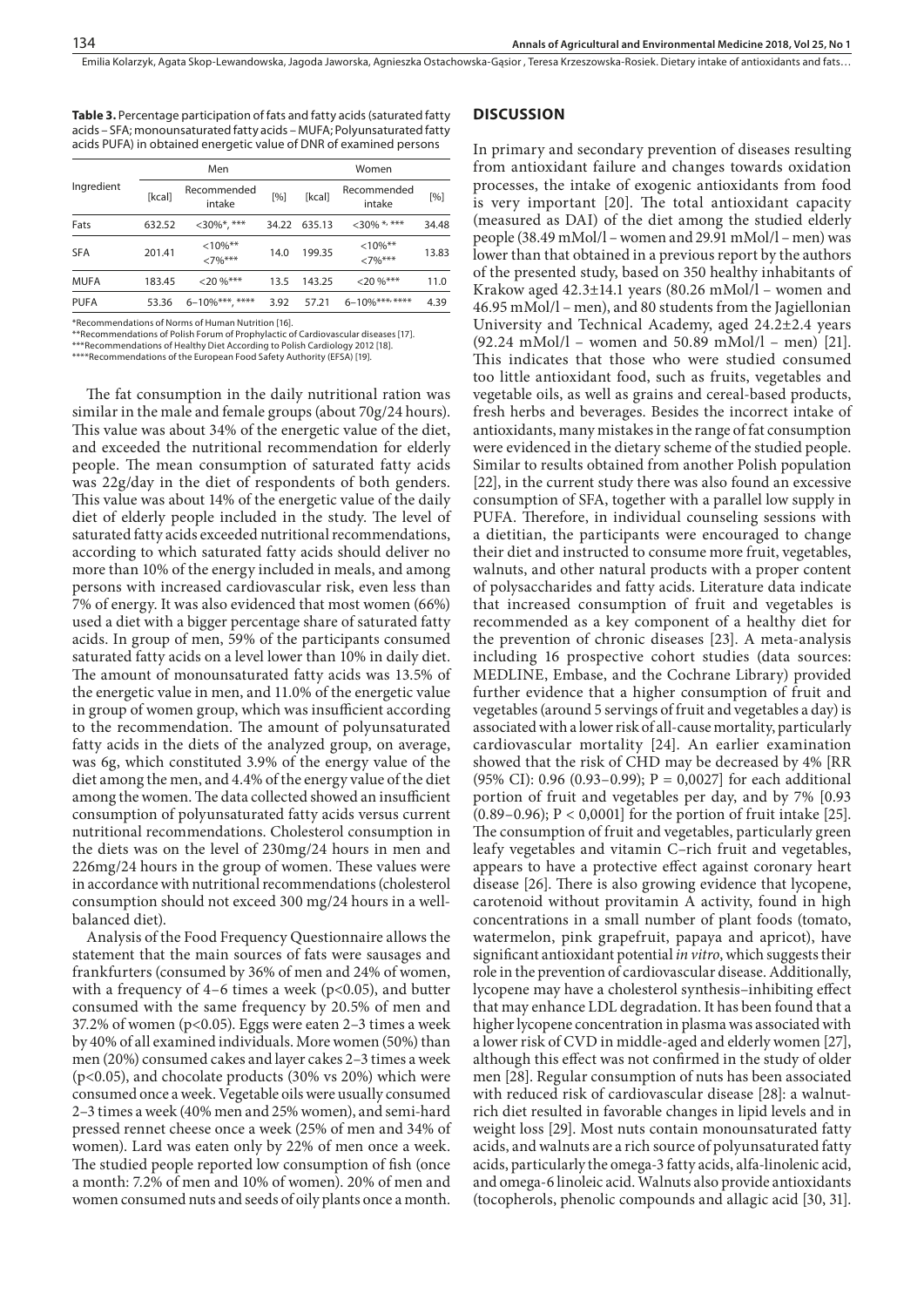**Table 3.** Percentage participation of fats and fatty acids (saturated fatty acids – SFA; monounsaturated fatty acids – MUFA; Polyunsaturated fatty acids PUFA) in obtained energetic value of DNR of examined persons

| Ingredient | Men | | | Women | | |
|---|---|---|---|---|---|---|
| | [kcal] | Recommended intake | [%] | [kcal] | Recommended intake | [%] |
| Fats | 632.52 | <30%*, *** | 34.22 | 635.13 | <30% *, *** | 34.48 |
| SFA | 201.41 | <10%** <7%*** | 14.0 | 199.35 | <10%** <7%*** | 13.83 |
| MUFA | 183.45 | <20 %*** | 13.5 | 143.25 | <20 %*** | 11.0 |
| PUFA | 53.36 | 6–10%***, **** | 3.92 | 57.21 | 6–10%***,**** | 4.39 |

*Recommendations of Norms of Human Nutrition [16].
**Recommendations of Polish Forum of Prophylactic of Cardiovascular diseases [17].
***Recommendations of Healthy Diet According to Polish Cardiology 2012 [18].
****Recommendations of the European Food Safety Authority (EFSA) [19].

The fat consumption in the daily nutritional ration was similar in the male and female groups (about 70g/24 hours). This value was about 34% of the energetic value of the diet, and exceeded the nutritional recommendation for elderly people. The mean consumption of saturated fatty acids was 22g/day in the diet of respondents of both genders. This value was about 14% of the energetic value of the daily diet of elderly people included in the study. The level of saturated fatty acids exceeded nutritional recommendations, according to which saturated fatty acids should deliver no more than 10% of the energy included in meals, and among persons with increased cardiovascular risk, even less than 7% of energy. It was also evidenced that most women (66%) used a diet with a bigger percentage share of saturated fatty acids. In group of men, 59% of the participants consumed saturated fatty acids on a level lower than 10% in daily diet. The amount of monounsaturated fatty acids was 13.5% of the energetic value in men, and 11.0% of the energetic value in group of women group, which was insufficient according to the recommendation. The amount of polyunsaturated fatty acids in the diets of the analyzed group, on average, was 6g, which constituted 3.9% of the energy value of the diet among the men, and 4.4% of the energy value of the diet among the women. The data collected showed an insufficient consumption of polyunsaturated fatty acids versus current nutritional recommendations. Cholesterol consumption in the diets was on the level of 230mg/24 hours in men and 226mg/24 hours in the group of women. These values were in accordance with nutritional recommendations (cholesterol consumption should not exceed 300 mg/24 hours in a well-balanced diet).

Analysis of the Food Frequency Questionnaire allows the statement that the main sources of fats were sausages and frankfurters (consumed by 36% of men and 24% of women, with a frequency of 4–6 times a week ($p<0.05$), and butter consumed with the same frequency by 20.5% of men and 37.2% of women ($p<0.05$). Eggs were eaten 2–3 times a week by 40% of all examined individuals. More women (50%) than men (20%) consumed cakes and layer cakes 2–3 times a week ($p<0.05$), and chocolate products (30% vs 20%) which were consumed once a week. Vegetable oils were usually consumed 2–3 times a week (40% men and 25% women), and semi-hard pressed rennet cheese once a week (25% of men and 34% of women). Lard was eaten only by 22% of men once a week. The studied people reported low consumption of fish (once a month: 7.2% of men and 10% of women). 20% of men and women consumed nuts and seeds of oily plants once a month.

## DISCUSSION

In primary and secondary prevention of diseases resulting from antioxidant failure and changes towards oxidation processes, the intake of exogenic antioxidants from food is very important [20]. The total antioxidant capacity (measured as DAI) of the diet among the studied elderly people (38.49 mMol/l – women and 29.91 mMol/l – men) was lower than that obtained in a previous report by the authors of the presented study, based on 350 healthy inhabitants of Krakow aged 42.3±14.1 years (80.26 mMol/l – women and 46.95 mMol/l – men), and 80 students from the Jagiellonian University and Technical Academy, aged 24.2±2.4 years (92.24 mMol/l – women and 50.89 mMol/l – men) [21]. This indicates that those who were studied consumed too little antioxidant food, such as fruits, vegetables and vegetable oils, as well as grains and cereal-based products, fresh herbs and beverages. Besides the incorrect intake of antioxidants, many mistakes in the range of fat consumption were evidenced in the dietary scheme of the studied people. Similar to results obtained from another Polish population [22], in the current study there was also found an excessive consumption of SFA, together with a parallel low supply in PUFA. Therefore, in individual counseling sessions with a dietitian, the participants were encouraged to change their diet and instructed to consume more fruit, vegetables, walnuts, and other natural products with a proper content of polysaccharides and fatty acids. Literature data indicate that increased consumption of fruit and vegetables is recommended as a key component of a healthy diet for the prevention of chronic diseases [23]. A meta-analysis including 16 prospective cohort studies (data sources: MEDLINE, Embase, and the Cochrane Library) provided further evidence that a higher consumption of fruit and vegetables (around 5 servings of fruit and vegetables a day) is associated with a lower risk of all-cause mortality, particularly cardiovascular mortality [24]. An earlier examination showed that the risk of CHD may be decreased by 4% [RR (95% CI): 0.96 (0.93–0.99); $P = 0,0027$] for each additional portion of fruit and vegetables per day, and by 7% [0.93 (0.89–0.96); $P < 0,0001$] for the portion of fruit intake [25]. The consumption of fruit and vegetables, particularly green leafy vegetables and vitamin C–rich fruit and vegetables, appears to have a protective effect against coronary heart disease [26]. There is also growing evidence that lycopene, carotenoid without provitamin A activity, found in high concentrations in a small number of plant foods (tomato, watermelon, pink grapefruit, papaya and apricot), have significant antioxidant potential *in vitro*, which suggests their role in the prevention of cardiovascular disease. Additionally, lycopene may have a cholesterol synthesis–inhibiting effect that may enhance LDL degradation. It has been found that a higher lycopene concentration in plasma was associated with a lower risk of CVD in middle-aged and elderly women [27], although this effect was not confirmed in the study of older men [28]. Regular consumption of nuts has been associated with reduced risk of cardiovascular disease [28]: a walnut-rich diet resulted in favorable changes in lipid levels and in weight loss [29]. Most nuts contain monounsaturated fatty acids, and walnuts are a rich source of polyunsaturated fatty acids, particularly the omega-3 fatty acids, alfa-linolenic acid, and omega-6 linoleic acid. Walnuts also provide antioxidants (tocopherols, phenolic compounds and allagic acid [30, 31].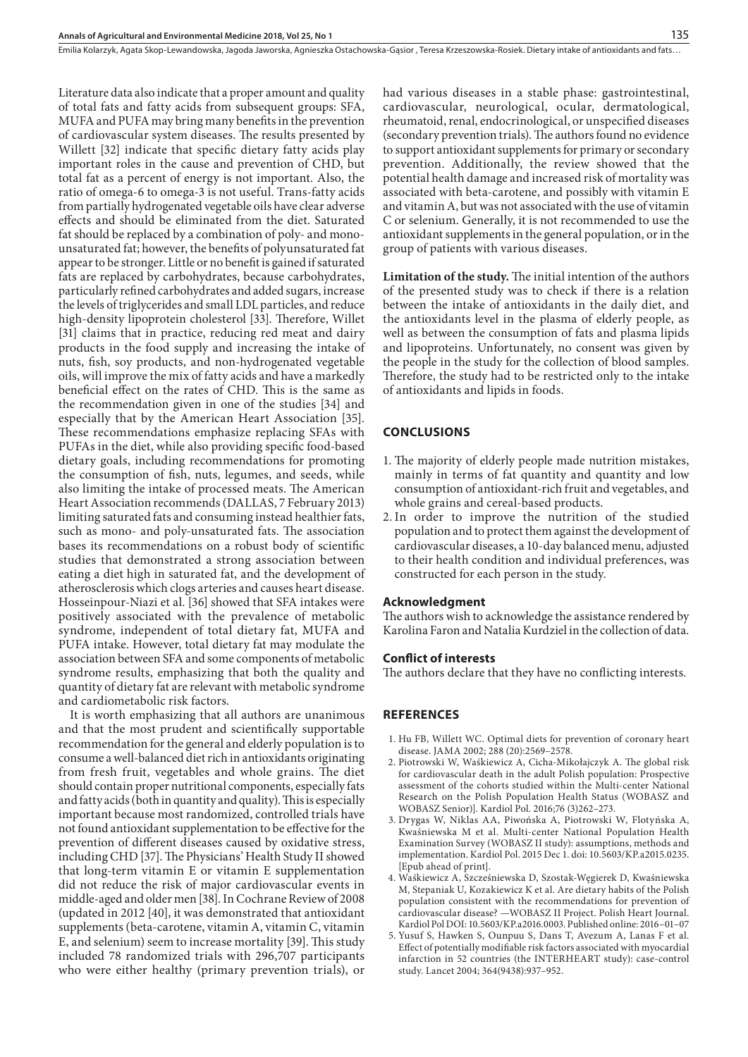Literature data also indicate that a proper amount and quality of total fats and fatty acids from subsequent groups: SFA, MUFA and PUFA may bring many benefits in the prevention of cardiovascular system diseases. The results presented by Willett [32] indicate that specific dietary fatty acids play important roles in the cause and prevention of CHD, but total fat as a percent of energy is not important. Also, the ratio of omega-6 to omega-3 is not useful. Trans-fatty acids from partially hydrogenated vegetable oils have clear adverse effects and should be eliminated from the diet. Saturated fat should be replaced by a combination of poly- and monounsaturated fat; however, the benefits of polyunsaturated fat appear to be stronger. Little or no benefit is gained if saturated fats are replaced by carbohydrates, because carbohydrates, particularly refined carbohydrates and added sugars, increase the levels of triglycerides and small LDL particles, and reduce high-density lipoprotein cholesterol [33]. Therefore, Willet [31] claims that in practice, reducing red meat and dairy products in the food supply and increasing the intake of nuts, fish, soy products, and non-hydrogenated vegetable oils, will improve the mix of fatty acids and have a markedly beneficial effect on the rates of CHD. This is the same as the recommendation given in one of the studies [34] and especially that by the American Heart Association [35]. These recommendations emphasize replacing SFAs with PUFAs in the diet, while also providing specific food-based dietary goals, including recommendations for promoting the consumption of fish, nuts, legumes, and seeds, while also limiting the intake of processed meats. The American Heart Association recommends (DALLAS, 7 February 2013) limiting saturated fats and consuming instead healthier fats, such as mono- and poly-unsaturated fats. The association bases its recommendations on a robust body of scientific studies that demonstrated a strong association between eating a diet high in saturated fat, and the development of atherosclerosis which clogs arteries and causes heart disease. Hosseinpour-Niazi et al. [36] showed that SFA intakes were positively associated with the prevalence of metabolic syndrome, independent of total dietary fat, MUFA and PUFA intake. However, total dietary fat may modulate the association between SFA and some components of metabolic syndrome results, emphasizing that both the quality and quantity of dietary fat are relevant with metabolic syndrome and cardiometabolic risk factors.

It is worth emphasizing that all authors are unanimous and that the most prudent and scientifically supportable recommendation for the general and elderly population is to consume a well-balanced diet rich in antioxidants originating from fresh fruit, vegetables and whole grains. The diet should contain proper nutritional components, especially fats and fatty acids (both in quantity and quality). This is especially important because most randomized, controlled trials have not found antioxidant supplementation to be effective for the prevention of different diseases caused by oxidative stress, including CHD [37]. The Physicians' Health Study II showed that long-term vitamin E or vitamin E supplementation did not reduce the risk of major cardiovascular events in middle-aged and older men [38]. In Cochrane Review of 2008 (updated in 2012 [40], it was demonstrated that antioxidant supplements (beta-carotene, vitamin A, vitamin C, vitamin E, and selenium) seem to increase mortality [39]. This study included 78 randomized trials with 296,707 participants who were either healthy (primary prevention trials), or had various diseases in a stable phase: gastrointestinal, cardiovascular, neurological, ocular, dermatological, rheumatoid, renal, endocrinological, or unspecified diseases (secondary prevention trials). The authors found no evidence to support antioxidant supplements for primary or secondary prevention. Additionally, the review showed that the potential health damage and increased risk of mortality was associated with beta-carotene, and possibly with vitamin E and vitamin A, but was not associated with the use of vitamin C or selenium. Generally, it is not recommended to use the antioxidant supplements in the general population, or in the group of patients with various diseases.

**Limitation of the study.** The initial intention of the authors of the presented study was to check if there is a relation between the intake of antioxidants in the daily diet, and the antioxidants level in the plasma of elderly people, as well as between the consumption of fats and plasma lipids and lipoproteins. Unfortunately, no consent was given by the people in the study for the collection of blood samples. Therefore, the study had to be restricted only to the intake of antioxidants and lipids in foods.

## CONCLUSIONS

1. The majority of elderly people made nutrition mistakes, mainly in terms of fat quantity and quantity and low consumption of antioxidant-rich fruit and vegetables, and whole grains and cereal-based products.
2. In order to improve the nutrition of the studied population and to protect them against the development of cardiovascular diseases, a 10-day balanced menu, adjusted to their health condition and individual preferences, was constructed for each person in the study.

### Acknowledgment

The authors wish to acknowledge the assistance rendered by Karolina Faron and Natalia Kurdziel in the collection of data.

### Conflict of interests

The authors declare that they have no conflicting interests.

## REFERENCES

1. Hu FB, Willett WC. Optimal diets for prevention of coronary heart disease. JAMA 2002; 288 (20):2569–2578.
2. Piotrowski W, Waśkiewicz A, Cicha-Mikołajczyk A. The global risk for cardiovascular death in the adult Polish population: Prospective assessment of the cohorts studied within the Multi-center National Research on the Polish Population Health Status (WOBASZ and WOBASZ Senior)]. Kardiol Pol. 2016;76 (3)262–273.
3. Drygas W, Niklas AA, Piwońska A, Piotrowski W, Flotyńska A, Kwaśniewska M et al. Multi-center National Population Health Examination Survey (WOBASZ II study): assumptions, methods and implementation. Kardiol Pol. 2015 Dec 1. doi: 10.5603/KP.a2015.0235. [Epub ahead of print].
4. Waśkiewicz A, Szcześniewska D, Szostak-Węgierek D, Kwaśniewska M, Stepaniak U, Kozakiewicz K et al. Are dietary habits of the Polish population consistent with the recommendations for prevention of cardiovascular disease? —WOBASZ II Project. Polish Heart Journal. Kardiol Pol DOI: 10.5603/KP.a2016.0003. Published online: 2016–01–07
5. Yusuf S, Hawken S, Ounpuu S, Dans T, Avezum A, Lanas F et al. Effect of potentially modifiable risk factors associated with myocardial infarction in 52 countries (the INTERHEART study): case-control study. Lancet 2004; 364(9438):937–952.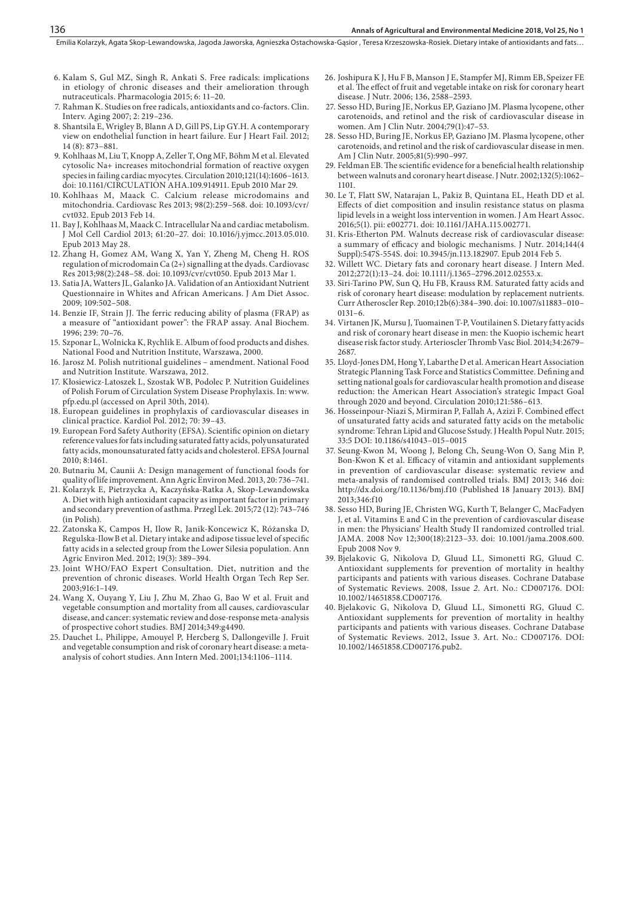6. Kalam S, Gul MZ, Singh R, Ankati S. Free radicals: implications in etiology of chronic diseases and their amelioration through nutraceuticals. Pharmacologia 2015; 6: 11–20.
7. Rahman K. Studies on free radicals, antioxidants and co-factors. Clin. Interv. Aging 2007; 2: 219–236.
8. Shantsila E, Wrigley B, Blann A D, Gill PS, Lip GY.H. A contemporary view on endothelial function in heart failure. Eur J Heart Fail. 2012; 14 (8): 873–881.
9. Kohlhaas M, Liu T, Knopp A, Zeller T, Ong MF, Böhm M et al. Elevated cytosolic Na+ increases mitochondrial formation of reactive oxygen species in failing cardiac myocytes. Circulation 2010;121(14):1606–1613. doi: 10.1161/CIRCULATION AHA.109.914911. Epub 2010 Mar 29.
10. Kohlhaas M, Maack C. Calcium release microdomains and mitochondria. Cardiovasc Res 2013; 98(2):259–568. doi: 10.1093/cvr/cvt032. Epub 2013 Feb 14.
11. Bay J, Kohlhaas M, Maack C. Intracellular Na and cardiac metabolism. J Mol Cell Cardiol 2013; 61:20–27. doi: 10.1016/j.yjmcc.2013.05.010. Epub 2013 May 28.
12. Zhang H, Gomez AM, Wang X, Yan Y, Zheng M, Cheng H. ROS regulation of microdomain Ca (2+) signalling at the dyads. Cardiovasc Res 2013;98(2):248–58. doi: 10.1093/cvr/cvt050. Epub 2013 Mar 1.
13. Satia JA, Watters JL, Galanko JA. Validation of an Antioxidant Nutrient Questionnaire in Whites and African Americans. J Am Diet Assoc. 2009; 109:502–508.
14. Benzie IF, Strain JJ. The ferric reducing ability of plasma (FRAP) as a measure of "antioxidant power": the FRAP assay. Anal Biochem. 1996; 239: 70–76.
15. Szponar L, Wolnicka K, Rychlik E. Album of food products and dishes. National Food and Nutrition Institute, Warszawa, 2000.
16. Jarosz M. Polish nutritional guidelines – amendment. National Food and Nutrition Institute. Warszawa, 2012.
17. Kłosiewicz-Latoszek L, Szostak WB, Podolec P. Nutrition Guidelines of Polish Forum of Circulation System Disease Prophylaxis. In: www.pfp.edu.pl (accessed on April 30th, 2014).
18. European guidelines in prophylaxis of cardiovascular diseases in clinical practice. Kardiol Pol. 2012; 70: 39–43.
19. European Ford Safety Authority (EFSA). Scientific opinion on dietary reference values for fats including saturated fatty acids, polyunsaturated fatty acids, monounsaturated fatty acids and cholesterol. EFSA Journal 2010; 8:1461.
20. Butnariu M, Caunii A: Design management of functional foods for quality of life improvement. Ann Agric Environ Med. 2013, 20: 736–741.
21. Kolarzyk E, Pietrzycka A, Kaczyńska-Ratka A, Skop-Lewandowska A. Diet with high antioxidant capacity as important factor in primary and secondary prevention of asthma. Przegl Lek. 2015;72 (12): 743–746 (in Polish).
22. Zatonska K, Campos H, Ilow R, Janik-Koncewicz K, Różanska D, Regulska-Ilow B et al. Dietary intake and adipose tissue level of specific fatty acids in a selected group from the Lower Silesia population. Ann Agric Environ Med. 2012; 19(3): 389–394.
23. Joint WHO/FAO Expert Consultation. Diet, nutrition and the prevention of chronic diseases. World Health Organ Tech Rep Ser. 2003;916:1–149.
24. Wang X, Ouyang Y, Liu J, Zhu M, Zhao G, Bao W et al. Fruit and vegetable consumption and mortality from all causes, cardiovascular disease, and cancer: systematic review and dose-response meta-analysis of prospective cohort studies. BMJ 2014;349:g4490.
25. Dauchet L, Philippe, Amouyel P, Hercberg S, Dallongeville J. Fruit and vegetable consumption and risk of coronary heart disease: a meta-analysis of cohort studies. Ann Intern Med. 2001;134:1106–1114.
26. Joshipura K J, Hu F B, Manson J E, Stampfer MJ, Rimm EB, Speizer FE et al. The effect of fruit and vegetable intake on risk for coronary heart disease. J Nutr. 2006; 136, 2588–2593.
27. Sesso HD, Buring JE, Norkus EP, Gaziano JM. Plasma lycopene, other carotenoids, and retinol and the risk of cardiovascular disease in women. Am J Clin Nutr. 2004;79(1):47–53.
28. Sesso HD, Buring JE, Norkus EP, Gaziano JM. Plasma lycopene, other carotenoids, and retinol and the risk of cardiovascular disease in men. Am J Clin Nutr. 2005;81(5):990–997.
29. Feldman EB. The scientific evidence for a beneficial health relationship between walnuts and coronary heart disease. J Nutr. 2002;132(5):1062–1101.
30. Le T, Flatt SW, Natarajan L, Pakiz B, Quintana EL, Heath DD et al. Effects of diet composition and insulin resistance status on plasma lipid levels in a weight loss intervention in women. J Am Heart Assoc. 2016;5(1). pii: e002771. doi: 10.1161/JAHA.115.002771.
31. Kris-Etherton PM. Walnuts decrease risk of cardiovascular disease: a summary of efficacy and biologic mechanisms. J Nutr. 2014;144(4 Suppl):547S-554S. doi: 10.3945/jn.113.182907. Epub 2014 Feb 5.
32. Willett WC. Dietary fats and coronary heart disease. J Intern Med. 2012;272(1):13–24. doi: 10.1111/j.1365–2796.2012.02553.x.
33. Siri-Tarino PW, Sun Q, Hu FB, Krauss RM. Saturated fatty acids and risk of coronary heart disease: modulation by replacement nutrients. Curr Atheroscler Rep. 2010;12b(6):384–390. doi: 10.1007/s11883–010–0131–6.
34. Virtanen JK, Mursu J, Tuomainen T-P, Voutilainen S. Dietary fatty acids and risk of coronary heart disease in men: the Kuopio ischemic heart disease risk factor study. Arterioscler Thromb Vasc Biol. 2014;34:2679–2687.
35. Lloyd-Jones DM, Hong Y, Labarthe D et al. American Heart Association Strategic Planning Task Force and Statistics Committee. Defining and setting national goals for cardiovascular health promotion and disease reduction: the American Heart Association's strategic Impact Goal through 2020 and beyond. Circulation 2010;121:586–613.
36. Hosseinpour-Niazi S, Mirmiran P, Fallah A, Azizi F. Combined effect of unsaturated fatty acids and saturated fatty acids on the metabolic syndrome: Tehran Lipid and Glucose Sstudy. J Health Popul Nutr. 2015; 33:5 DOI: 10.1186/s41043–015–0015
37. Seung-Kwon M, Woong J, Belong Ch, Seung-Won O, Sang Min P, Bon-Kwon K et al. Efficacy of vitamin and antioxidant supplements in prevention of cardiovascular disease: systematic review and meta-analysis of randomised controlled trials. BMJ 2013; 346 doi: http://dx.doi.org/10.1136/bmj.f10 (Published 18 January 2013). BMJ 2013;346:f10
38. Sesso HD, Buring JE, Christen WG, Kurth T, Belanger C, MacFadyen J, et al. Vitamins E and C in the prevention of cardiovascular disease in men: the Physicians' Health Study II randomized controlled trial. JAMA. 2008 Nov 12;300(18):2123–33. doi: 10.1001/jama.2008.600. Epub 2008 Nov 9.
39. Bjelakovic G, Nikolova D, Gluud LL, Simonetti RG, Gluud C. Antioxidant supplements for prevention of mortality in healthy participants and patients with various diseases. Cochrane Database of Systematic Reviews. 2008, Issue 2. Art. No.: CD007176. DOI: 10.1002/14651858.CD007176.
40. Bjelakovic G, Nikolova D, Gluud LL, Simonetti RG, Gluud C. Antioxidant supplements for prevention of mortality in healthy participants and patients with various diseases. Cochrane Database of Systematic Reviews. 2012, Issue 3. Art. No.: CD007176. DOI: 10.1002/14651858.CD007176.pub2.